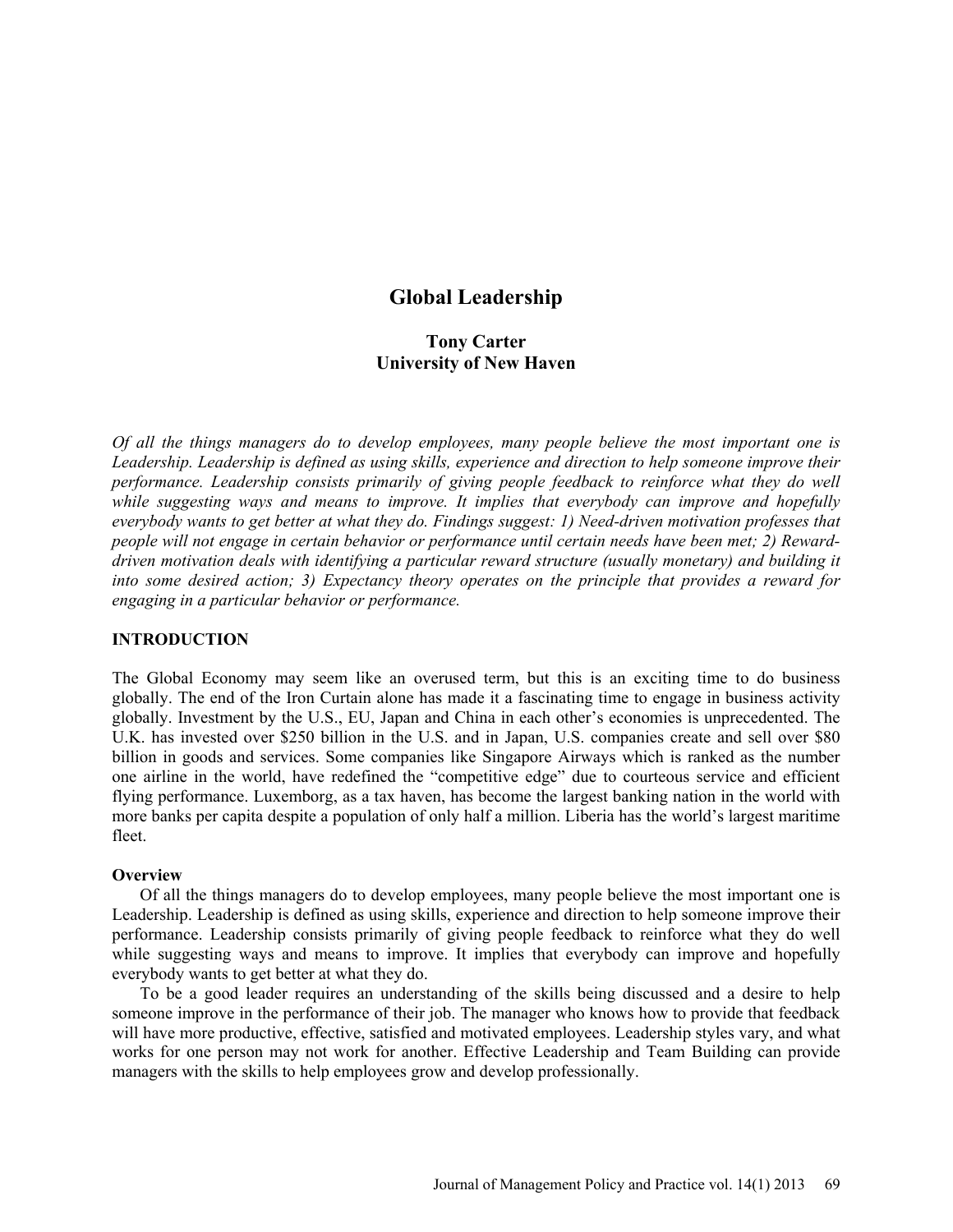# Global Leadership

**Tony Carter**
**University of New Haven**

*Of all the things managers do to develop employees, many people believe the most important one is Leadership. Leadership is defined as using skills, experience and direction to help someone improve their performance. Leadership consists primarily of giving people feedback to reinforce what they do well while suggesting ways and means to improve. It implies that everybody can improve and hopefully everybody wants to get better at what they do. Findings suggest: 1) Need-driven motivation professes that people will not engage in certain behavior or performance until certain needs have been met; 2) Reward-driven motivation deals with identifying a particular reward structure (usually monetary) and building it into some desired action; 3) Expectancy theory operates on the principle that provides a reward for engaging in a particular behavior or performance.*

## INTRODUCTION

The Global Economy may seem like an overused term, but this is an exciting time to do business globally. The end of the Iron Curtain alone has made it a fascinating time to engage in business activity globally. Investment by the U.S., EU, Japan and China in each other's economies is unprecedented. The U.K. has invested over $250 billion in the U.S. and in Japan, U.S. companies create and sell over $80 billion in goods and services. Some companies like Singapore Airways which is ranked as the number one airline in the world, have redefined the "competitive edge" due to courteous service and efficient flying performance. Luxemborg, as a tax haven, has become the largest banking nation in the world with more banks per capita despite a population of only half a million. Liberia has the world's largest maritime fleet.

### Overview

Of all the things managers do to develop employees, many people believe the most important one is Leadership. Leadership is defined as using skills, experience and direction to help someone improve their performance. Leadership consists primarily of giving people feedback to reinforce what they do well while suggesting ways and means to improve. It implies that everybody can improve and hopefully everybody wants to get better at what they do.

To be a good leader requires an understanding of the skills being discussed and a desire to help someone improve in the performance of their job. The manager who knows how to provide that feedback will have more productive, effective, satisfied and motivated employees. Leadership styles vary, and what works for one person may not work for another. Effective Leadership and Team Building can provide managers with the skills to help employees grow and develop professionally.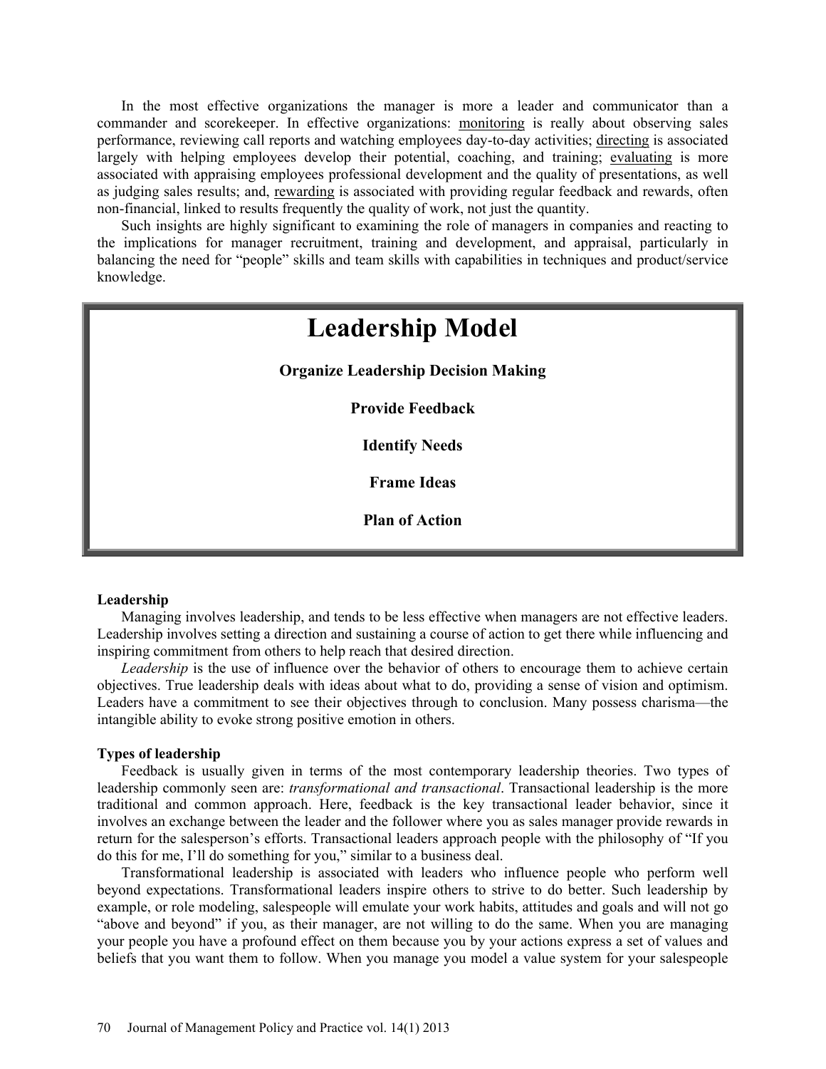In the most effective organizations the manager is more a leader and communicator than a commander and scorekeeper. In effective organizations: <u>monitoring</u> is really about observing sales performance, reviewing call reports and watching employees day-to-day activities; <u>directing</u> is associated largely with helping employees develop their potential, coaching, and training; <u>evaluating</u> is more associated with appraising employees professional development and the quality of presentations, as well as judging sales results; and, <u>rewarding</u> is associated with providing regular feedback and rewards, often non-financial, linked to results frequently the quality of work, not just the quantity.

Such insights are highly significant to examining the role of managers in companies and reacting to the implications for manager recruitment, training and development, and appraisal, particularly in balancing the need for "people" skills and team skills with capabilities in techniques and product/service knowledge.

## Leadership Model

**Organize Leadership Decision Making**

**Provide Feedback**

**Identify Needs**

**Frame Ideas**

**Plan of Action**

### Leadership

Managing involves leadership, and tends to be less effective when managers are not effective leaders. Leadership involves setting a direction and sustaining a course of action to get there while influencing and inspiring commitment from others to help reach that desired direction.

*Leadership* is the use of influence over the behavior of others to encourage them to achieve certain objectives. True leadership deals with ideas about what to do, providing a sense of vision and optimism. Leaders have a commitment to see their objectives through to conclusion. Many possess charisma—the intangible ability to evoke strong positive emotion in others.

### Types of leadership

Feedback is usually given in terms of the most contemporary leadership theories. Two types of leadership commonly seen are: *transformational and transactional*. Transactional leadership is the more traditional and common approach. Here, feedback is the key transactional leader behavior, since it involves an exchange between the leader and the follower where you as sales manager provide rewards in return for the salesperson's efforts. Transactional leaders approach people with the philosophy of "If you do this for me, I'll do something for you," similar to a business deal.

Transformational leadership is associated with leaders who influence people who perform well beyond expectations. Transformational leaders inspire others to strive to do better. Such leadership by example, or role modeling, salespeople will emulate your work habits, attitudes and goals and will not go "above and beyond" if you, as their manager, are not willing to do the same. When you are managing your people you have a profound effect on them because you by your actions express a set of values and beliefs that you want them to follow. When you manage you model a value system for your salespeople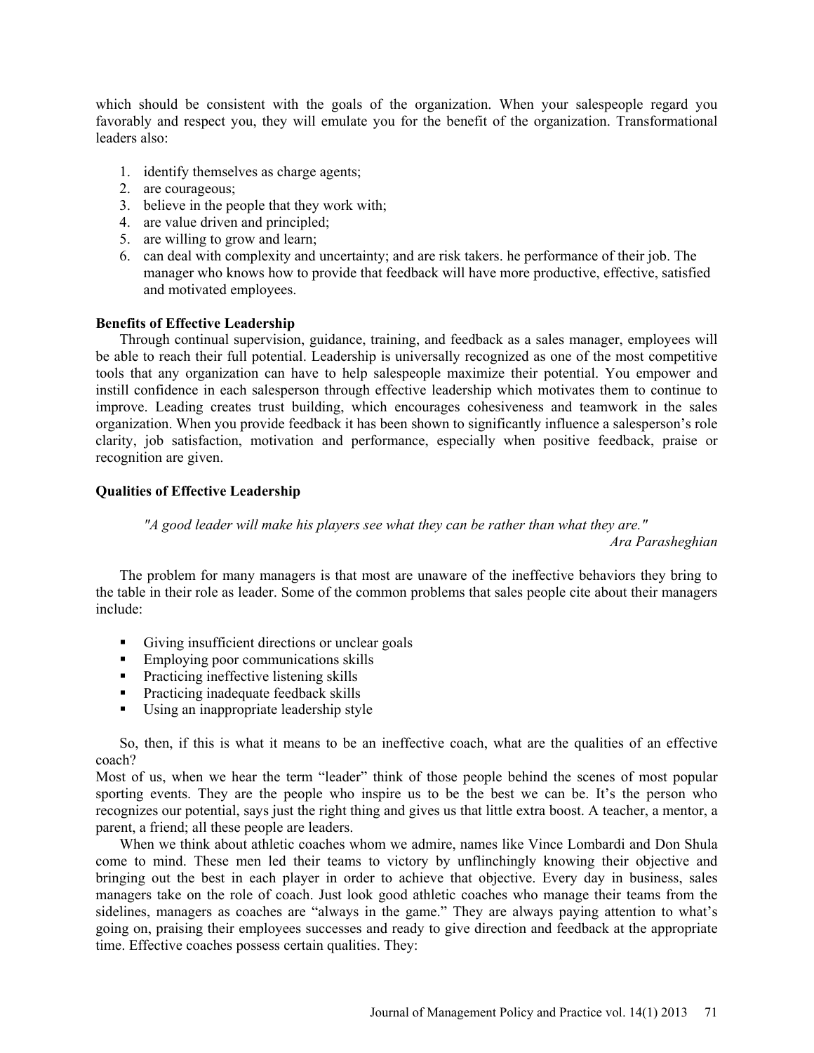which should be consistent with the goals of the organization. When your salespeople regard you favorably and respect you, they will emulate you for the benefit of the organization. Transformational leaders also:

1. identify themselves as charge agents;
2. are courageous;
3. believe in the people that they work with;
4. are value driven and principled;
5. are willing to grow and learn;
6. can deal with complexity and uncertainty; and are risk takers. he performance of their job. The manager who knows how to provide that feedback will have more productive, effective, satisfied and motivated employees.

**Benefits of Effective Leadership**

Through continual supervision, guidance, training, and feedback as a sales manager, employees will be able to reach their full potential. Leadership is universally recognized as one of the most competitive tools that any organization can have to help salespeople maximize their potential. You empower and instill confidence in each salesperson through effective leadership which motivates them to continue to improve. Leading creates trust building, which encourages cohesiveness and teamwork in the sales organization. When you provide feedback it has been shown to significantly influence a salesperson's role clarity, job satisfaction, motivation and performance, especially when positive feedback, praise or recognition are given.

**Qualities of Effective Leadership**

*"A good leader will make his players see what they can be rather than what they are."*
*Ara Parasheghian*

The problem for many managers is that most are unaware of the ineffective behaviors they bring to the table in their role as leader. Some of the common problems that sales people cite about their managers include:

- Giving insufficient directions or unclear goals
- Employing poor communications skills
- Practicing ineffective listening skills
- Practicing inadequate feedback skills
- Using an inappropriate leadership style

So, then, if this is what it means to be an ineffective coach, what are the qualities of an effective coach?

Most of us, when we hear the term "leader" think of those people behind the scenes of most popular sporting events. They are the people who inspire us to be the best we can be. It's the person who recognizes our potential, says just the right thing and gives us that little extra boost. A teacher, a mentor, a parent, a friend; all these people are leaders.

When we think about athletic coaches whom we admire, names like Vince Lombardi and Don Shula come to mind. These men led their teams to victory by unflinchingly knowing their objective and bringing out the best in each player in order to achieve that objective. Every day in business, sales managers take on the role of coach. Just look good athletic coaches who manage their teams from the sidelines, managers as coaches are "always in the game." They are always paying attention to what's going on, praising their employees successes and ready to give direction and feedback at the appropriate time. Effective coaches possess certain qualities. They: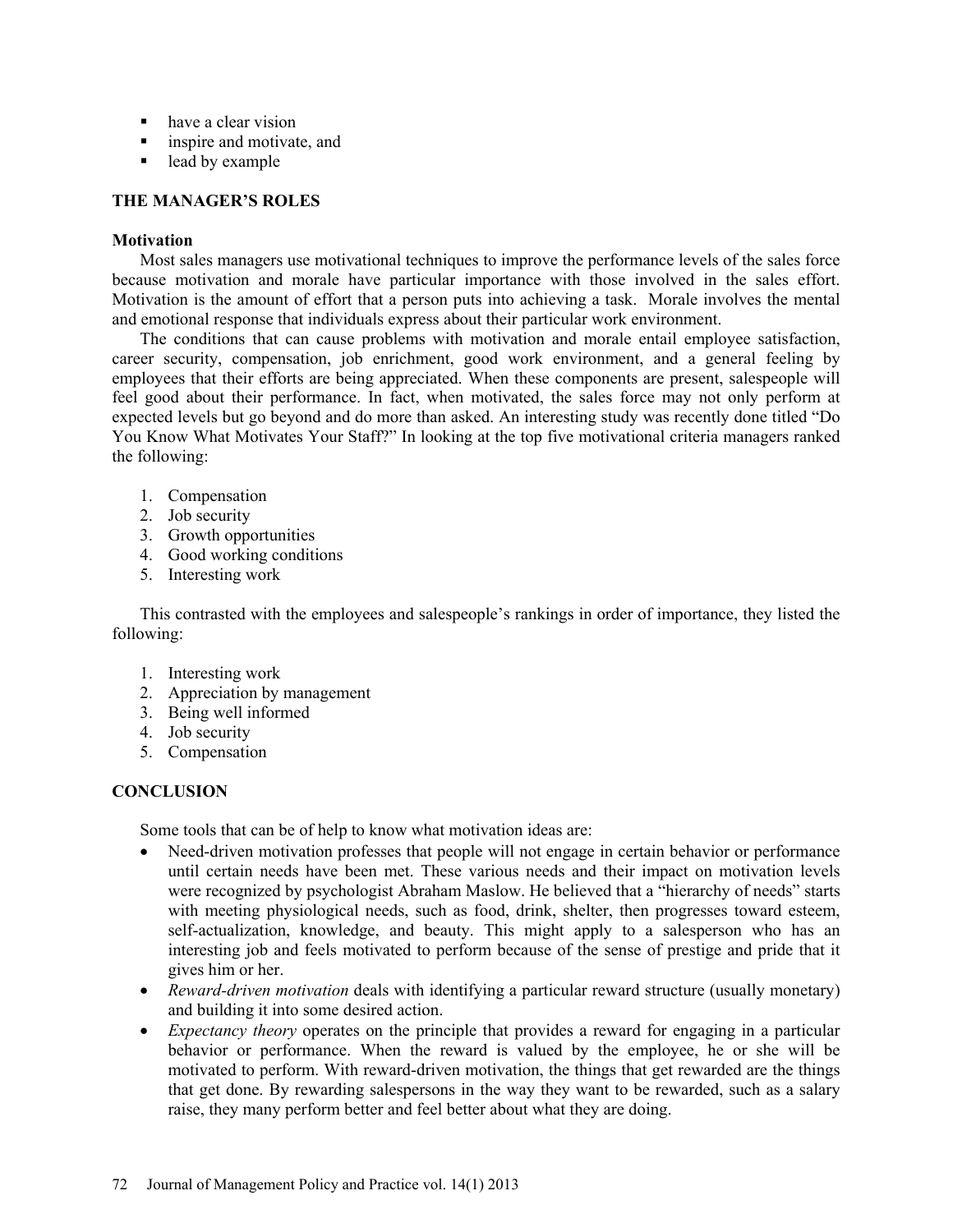- have a clear vision
- inspire and motivate, and
- lead by example

## THE MANAGER'S ROLES

### Motivation

Most sales managers use motivational techniques to improve the performance levels of the sales force because motivation and morale have particular importance with those involved in the sales effort. Motivation is the amount of effort that a person puts into achieving a task. Morale involves the mental and emotional response that individuals express about their particular work environment.

The conditions that can cause problems with motivation and morale entail employee satisfaction, career security, compensation, job enrichment, good work environment, and a general feeling by employees that their efforts are being appreciated. When these components are present, salespeople will feel good about their performance. In fact, when motivated, the sales force may not only perform at expected levels but go beyond and do more than asked. An interesting study was recently done titled "Do You Know What Motivates Your Staff?" In looking at the top five motivational criteria managers ranked the following:

1. Compensation
2. Job security
3. Growth opportunities
4. Good working conditions
5. Interesting work

This contrasted with the employees and salespeople's rankings in order of importance, they listed the following:

1. Interesting work
2. Appreciation by management
3. Being well informed
4. Job security
5. Compensation

## CONCLUSION

Some tools that can be of help to know what motivation ideas are:

- Need-driven motivation professes that people will not engage in certain behavior or performance until certain needs have been met. These various needs and their impact on motivation levels were recognized by psychologist Abraham Maslow. He believed that a "hierarchy of needs" starts with meeting physiological needs, such as food, drink, shelter, then progresses toward esteem, self-actualization, knowledge, and beauty. This might apply to a salesperson who has an interesting job and feels motivated to perform because of the sense of prestige and pride that it gives him or her.
- *Reward-driven motivation* deals with identifying a particular reward structure (usually monetary) and building it into some desired action.
- *Expectancy theory* operates on the principle that provides a reward for engaging in a particular behavior or performance. When the reward is valued by the employee, he or she will be motivated to perform. With reward-driven motivation, the things that get rewarded are the things that get done. By rewarding salespersons in the way they want to be rewarded, such as a salary raise, they many perform better and feel better about what they are doing.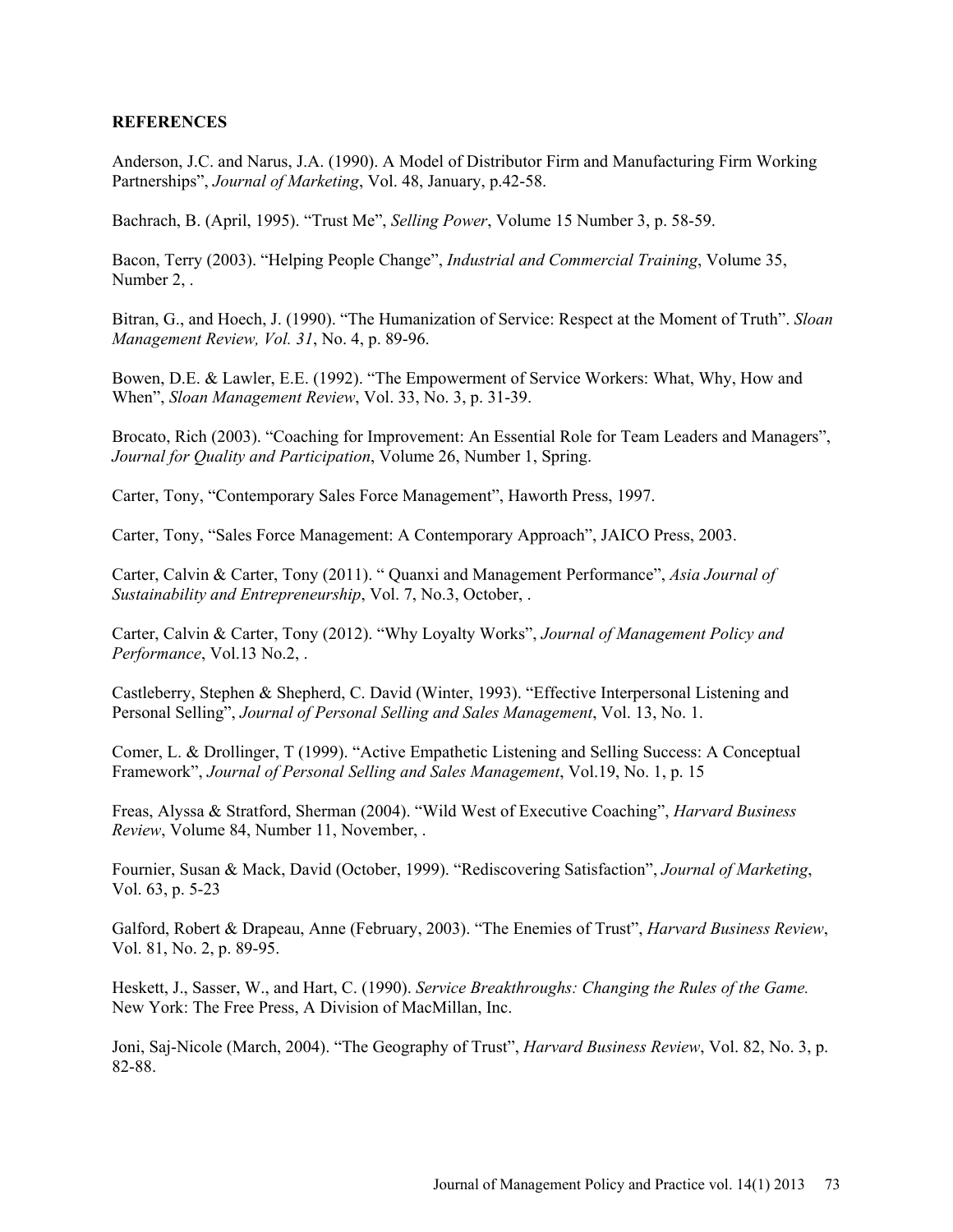**REFERENCES**

Anderson, J.C. and Narus, J.A. (1990). A Model of Distributor Firm and Manufacturing Firm Working Partnerships", *Journal of Marketing*, Vol. 48, January, p.42-58.

Bachrach, B. (April, 1995). "Trust Me", *Selling Power*, Volume 15 Number 3, p. 58-59.

Bacon, Terry (2003). "Helping People Change", *Industrial and Commercial Training*, Volume 35, Number 2, .

Bitran, G., and Hoech, J. (1990). "The Humanization of Service: Respect at the Moment of Truth". *Sloan Management Review, Vol. 31*, No. 4, p. 89-96.

Bowen, D.E. & Lawler, E.E. (1992). "The Empowerment of Service Workers: What, Why, How and When", *Sloan Management Review*, Vol. 33, No. 3, p. 31-39.

Brocato, Rich (2003). "Coaching for Improvement: An Essential Role for Team Leaders and Managers", *Journal for Quality and Participation*, Volume 26, Number 1, Spring.

Carter, Tony, "Contemporary Sales Force Management", Haworth Press, 1997.

Carter, Tony, "Sales Force Management: A Contemporary Approach", JAICO Press, 2003.

Carter, Calvin & Carter, Tony (2011). " Quanxi and Management Performance", *Asia Journal of Sustainability and Entrepreneurship*, Vol. 7, No.3, October, .

Carter, Calvin & Carter, Tony (2012). "Why Loyalty Works", *Journal of Management Policy and Performance*, Vol.13 No.2, .

Castleberry, Stephen & Shepherd, C. David (Winter, 1993). "Effective Interpersonal Listening and Personal Selling", *Journal of Personal Selling and Sales Management*, Vol. 13, No. 1.

Comer, L. & Drollinger, T (1999). "Active Empathetic Listening and Selling Success: A Conceptual Framework", *Journal of Personal Selling and Sales Management*, Vol.19, No. 1, p. 15

Freas, Alyssa & Stratford, Sherman (2004). "Wild West of Executive Coaching", *Harvard Business Review*, Volume 84, Number 11, November, .

Fournier, Susan & Mack, David (October, 1999). "Rediscovering Satisfaction", *Journal of Marketing*, Vol. 63, p. 5-23

Galford, Robert & Drapeau, Anne (February, 2003). "The Enemies of Trust", *Harvard Business Review*, Vol. 81, No. 2, p. 89-95.

Heskett, J., Sasser, W., and Hart, C. (1990). *Service Breakthroughs: Changing the Rules of the Game.* New York: The Free Press, A Division of MacMillan, Inc.

Joni, Saj-Nicole (March, 2004). "The Geography of Trust", *Harvard Business Review*, Vol. 82, No. 3, p. 82-88.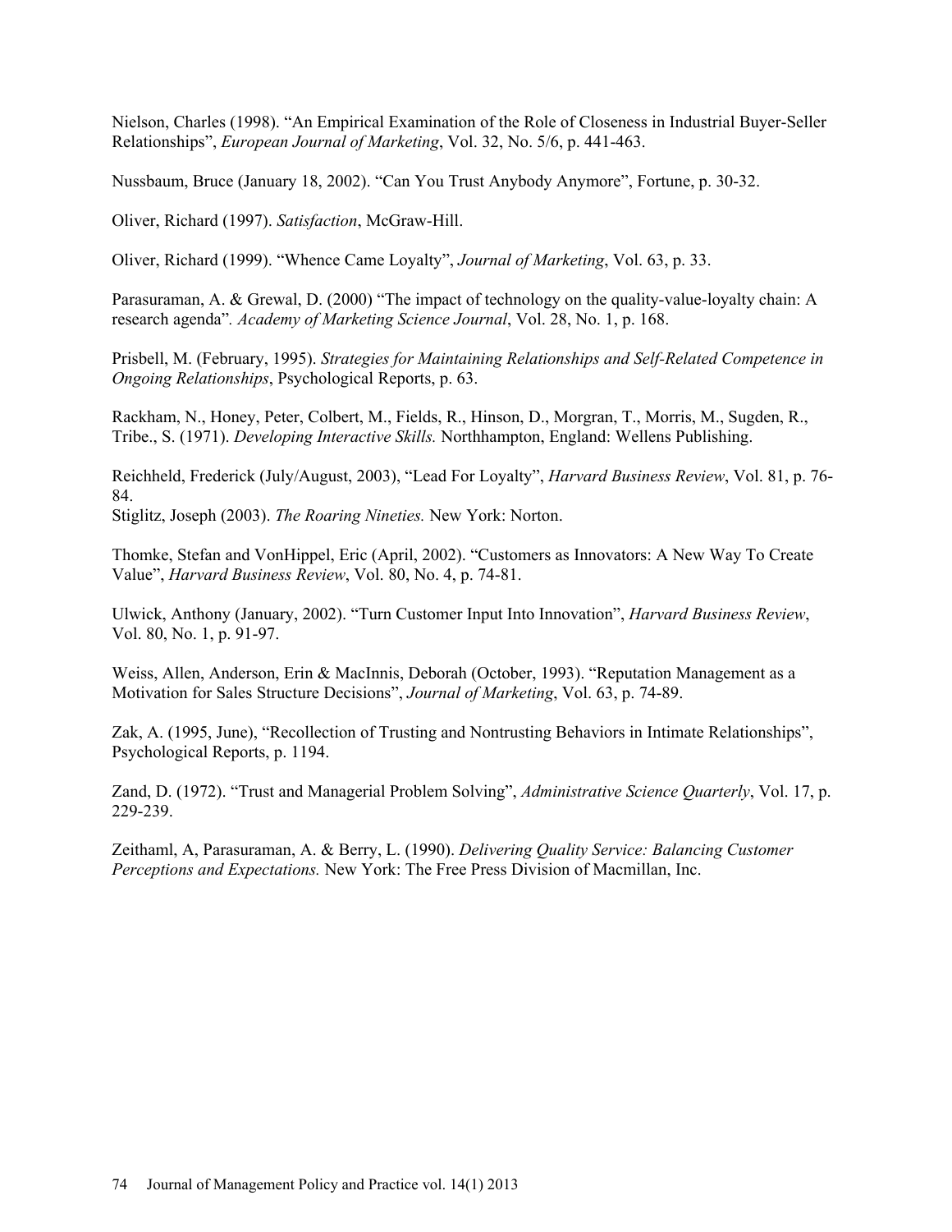Nielson, Charles (1998). "An Empirical Examination of the Role of Closeness in Industrial Buyer-Seller Relationships", *European Journal of Marketing*, Vol. 32, No. 5/6, p. 441-463.

Nussbaum, Bruce (January 18, 2002). "Can You Trust Anybody Anymore", Fortune, p. 30-32.

Oliver, Richard (1997). *Satisfaction*, McGraw-Hill.

Oliver, Richard (1999). "Whence Came Loyalty", *Journal of Marketing*, Vol. 63, p. 33.

Parasuraman, A. & Grewal, D. (2000) "The impact of technology on the quality-value-loyalty chain: A research agenda". *Academy of Marketing Science Journal*, Vol. 28, No. 1, p. 168.

Prisbell, M. (February, 1995). *Strategies for Maintaining Relationships and Self-Related Competence in Ongoing Relationships*, Psychological Reports, p. 63.

Rackham, N., Honey, Peter, Colbert, M., Fields, R., Hinson, D., Morgran, T., Morris, M., Sugden, R., Tribe., S. (1971). *Developing Interactive Skills.* Northhampton, England: Wellens Publishing.

Reichheld, Frederick (July/August, 2003), "Lead For Loyalty", *Harvard Business Review*, Vol. 81, p. 76-84.

Stiglitz, Joseph (2003). *The Roaring Nineties.* New York: Norton.

Thomke, Stefan and VonHippel, Eric (April, 2002). "Customers as Innovators: A New Way To Create Value", *Harvard Business Review*, Vol. 80, No. 4, p. 74-81.

Ulwick, Anthony (January, 2002). "Turn Customer Input Into Innovation", *Harvard Business Review*, Vol. 80, No. 1, p. 91-97.

Weiss, Allen, Anderson, Erin & MacInnis, Deborah (October, 1993). "Reputation Management as a Motivation for Sales Structure Decisions", *Journal of Marketing*, Vol. 63, p. 74-89.

Zak, A. (1995, June), "Recollection of Trusting and Nontrusting Behaviors in Intimate Relationships", Psychological Reports, p. 1194.

Zand, D. (1972). "Trust and Managerial Problem Solving", *Administrative Science Quarterly*, Vol. 17, p. 229-239.

Zeithaml, A, Parasuraman, A. & Berry, L. (1990). *Delivering Quality Service: Balancing Customer Perceptions and Expectations.* New York: The Free Press Division of Macmillan, Inc.